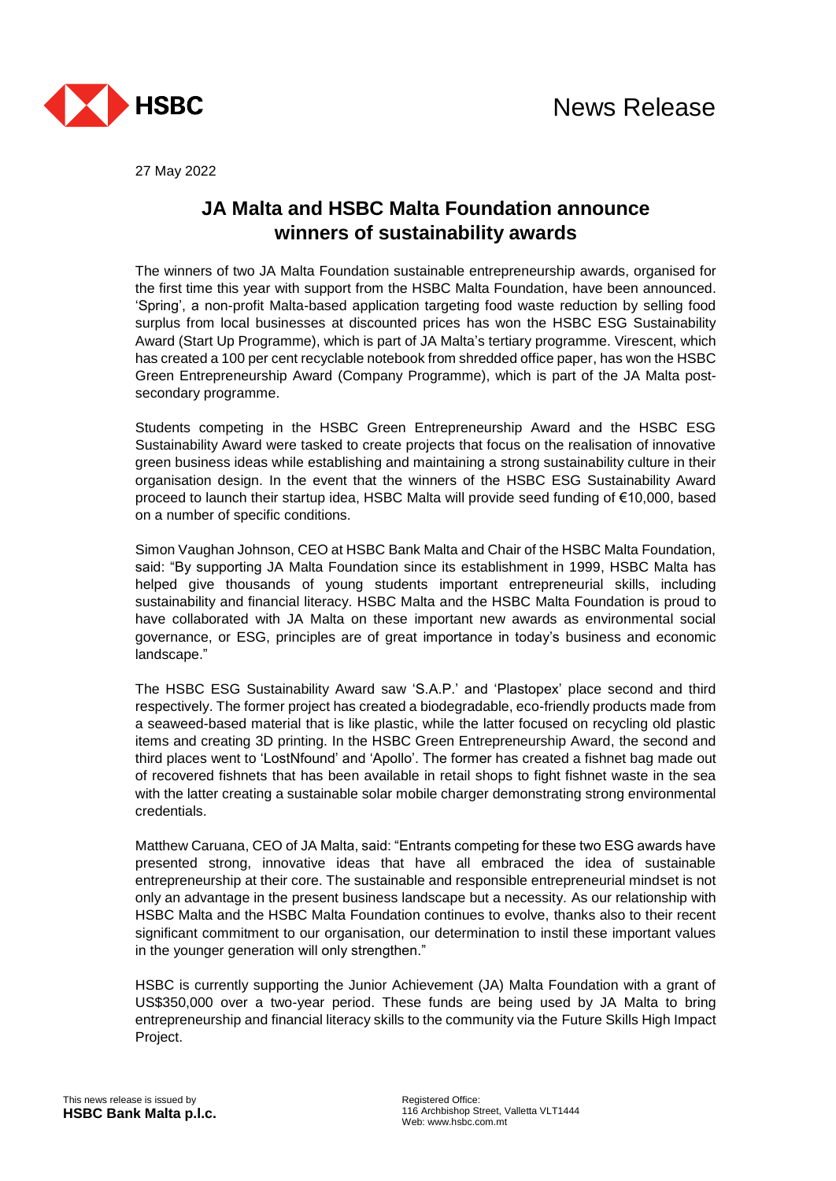News Release

27 May 2022

# JA Malta and HSBC Malta Foundation announce winners of sustainability awards

The winners of two JA Malta Foundation sustainable entrepreneurship awards, organised for the first time this year with support from the HSBC Malta Foundation, have been announced. 'Spring', a non-profit Malta-based application targeting food waste reduction by selling food surplus from local businesses at discounted prices has won the HSBC ESG Sustainability Award (Start Up Programme), which is part of JA Malta's tertiary programme. Virescent, which has created a 100 per cent recyclable notebook from shredded office paper, has won the HSBC Green Entrepreneurship Award (Company Programme), which is part of the JA Malta post-secondary programme.

Students competing in the HSBC Green Entrepreneurship Award and the HSBC ESG Sustainability Award were tasked to create projects that focus on the realisation of innovative green business ideas while establishing and maintaining a strong sustainability culture in their organisation design. In the event that the winners of the HSBC ESG Sustainability Award proceed to launch their startup idea, HSBC Malta will provide seed funding of €10,000, based on a number of specific conditions.

Simon Vaughan Johnson, CEO at HSBC Bank Malta and Chair of the HSBC Malta Foundation, said: "By supporting JA Malta Foundation since its establishment in 1999, HSBC Malta has helped give thousands of young students important entrepreneurial skills, including sustainability and financial literacy. HSBC Malta and the HSBC Malta Foundation is proud to have collaborated with JA Malta on these important new awards as environmental social governance, or ESG, principles are of great importance in today's business and economic landscape."

The HSBC ESG Sustainability Award saw 'S.A.P.' and 'Plastopex' place second and third respectively. The former project has created a biodegradable, eco-friendly products made from a seaweed-based material that is like plastic, while the latter focused on recycling old plastic items and creating 3D printing. In the HSBC Green Entrepreneurship Award, the second and third places went to 'LostNfound' and 'Apollo'. The former has created a fishnet bag made out of recovered fishnets that has been available in retail shops to fight fishnet waste in the sea with the latter creating a sustainable solar mobile charger demonstrating strong environmental credentials.

Matthew Caruana, CEO of JA Malta, said: "Entrants competing for these two ESG awards have presented strong, innovative ideas that have all embraced the idea of sustainable entrepreneurship at their core. The sustainable and responsible entrepreneurial mindset is not only an advantage in the present business landscape but a necessity. As our relationship with HSBC Malta and the HSBC Malta Foundation continues to evolve, thanks also to their recent significant commitment to our organisation, our determination to instil these important values in the younger generation will only strengthen."

HSBC is currently supporting the Junior Achievement (JA) Malta Foundation with a grant of US$350,000 over a two-year period. These funds are being used by JA Malta to bring entrepreneurship and financial literacy skills to the community via the Future Skills High Impact Project.

This news release is issued by
**HSBC Bank Malta p.l.c.**

Registered Office:
116 Archbishop Street, Valletta VLT1444
Web: www.hsbc.com.mt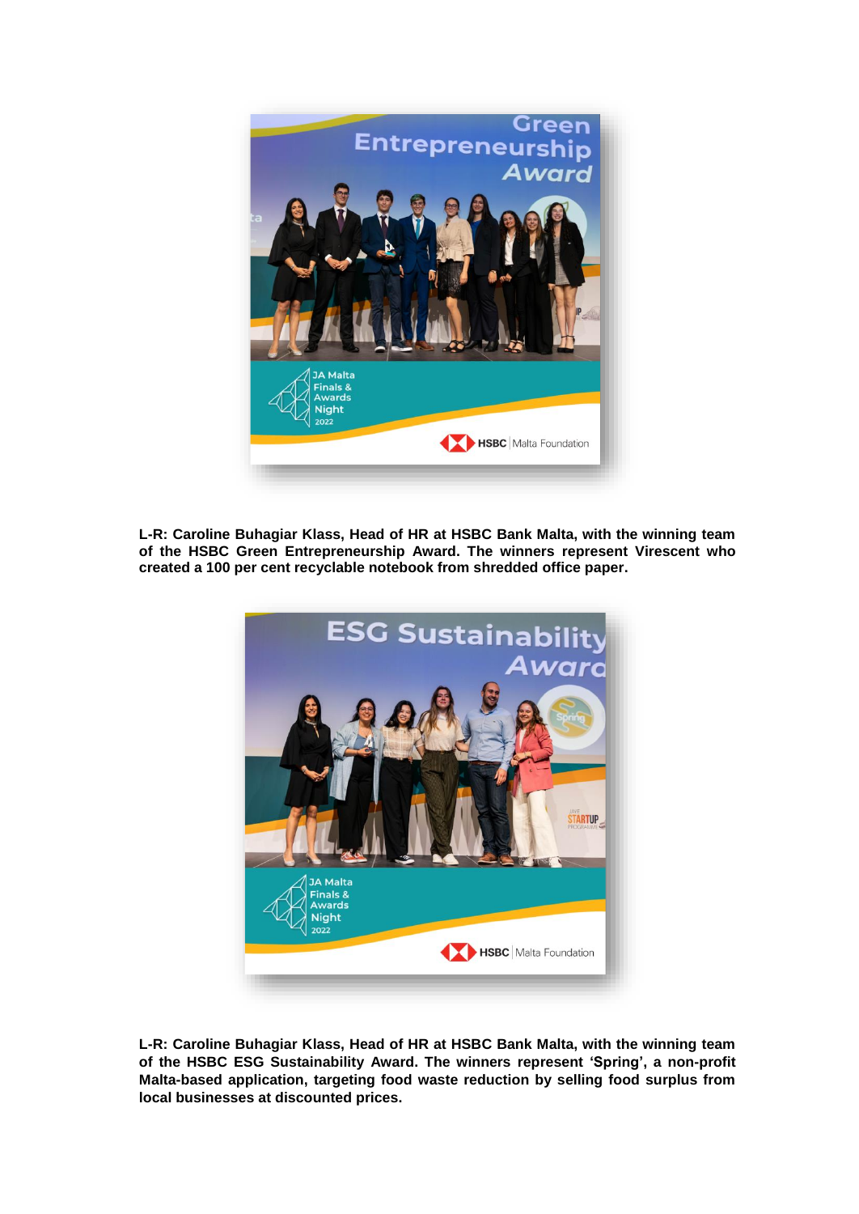**L-R: Caroline Buhagiar Klass, Head of HR at HSBC Bank Malta, with the winning team of the HSBC Green Entrepreneurship Award. The winners represent Virescent who created a 100 per cent recyclable notebook from shredded office paper.**

**L-R: Caroline Buhagiar Klass, Head of HR at HSBC Bank Malta, with the winning team of the HSBC ESG Sustainability Award. The winners represent 'Spring', a non-profit Malta-based application, targeting food waste reduction by selling food surplus from local businesses at discounted prices.**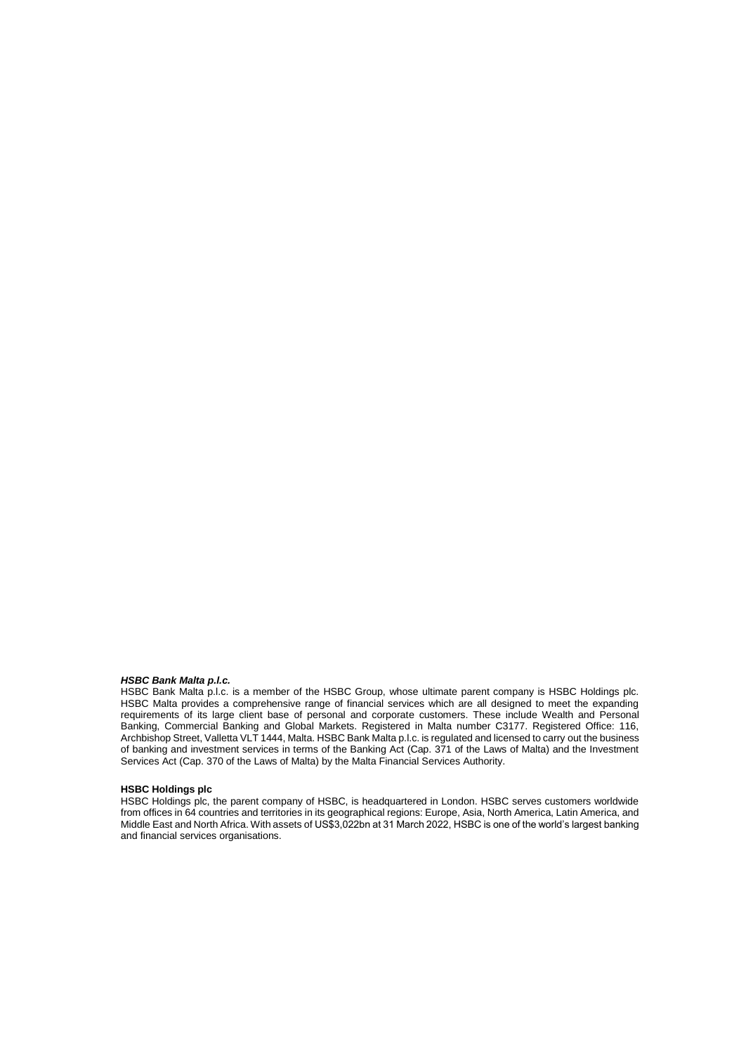***HSBC Bank Malta p.l.c.***

HSBC Bank Malta p.l.c. is a member of the HSBC Group, whose ultimate parent company is HSBC Holdings plc. HSBC Malta provides a comprehensive range of financial services which are all designed to meet the expanding requirements of its large client base of personal and corporate customers. These include Wealth and Personal Banking, Commercial Banking and Global Markets. Registered in Malta number C3177. Registered Office: 116, Archbishop Street, Valletta VLT 1444, Malta. HSBC Bank Malta p.l.c. is regulated and licensed to carry out the business of banking and investment services in terms of the Banking Act (Cap. 371 of the Laws of Malta) and the Investment Services Act (Cap. 370 of the Laws of Malta) by the Malta Financial Services Authority.

**HSBC Holdings plc**

HSBC Holdings plc, the parent company of HSBC, is headquartered in London. HSBC serves customers worldwide from offices in 64 countries and territories in its geographical regions: Europe, Asia, North America, Latin America, and Middle East and North Africa. With assets of US$3,022bn at 31 March 2022, HSBC is one of the world's largest banking and financial services organisations.